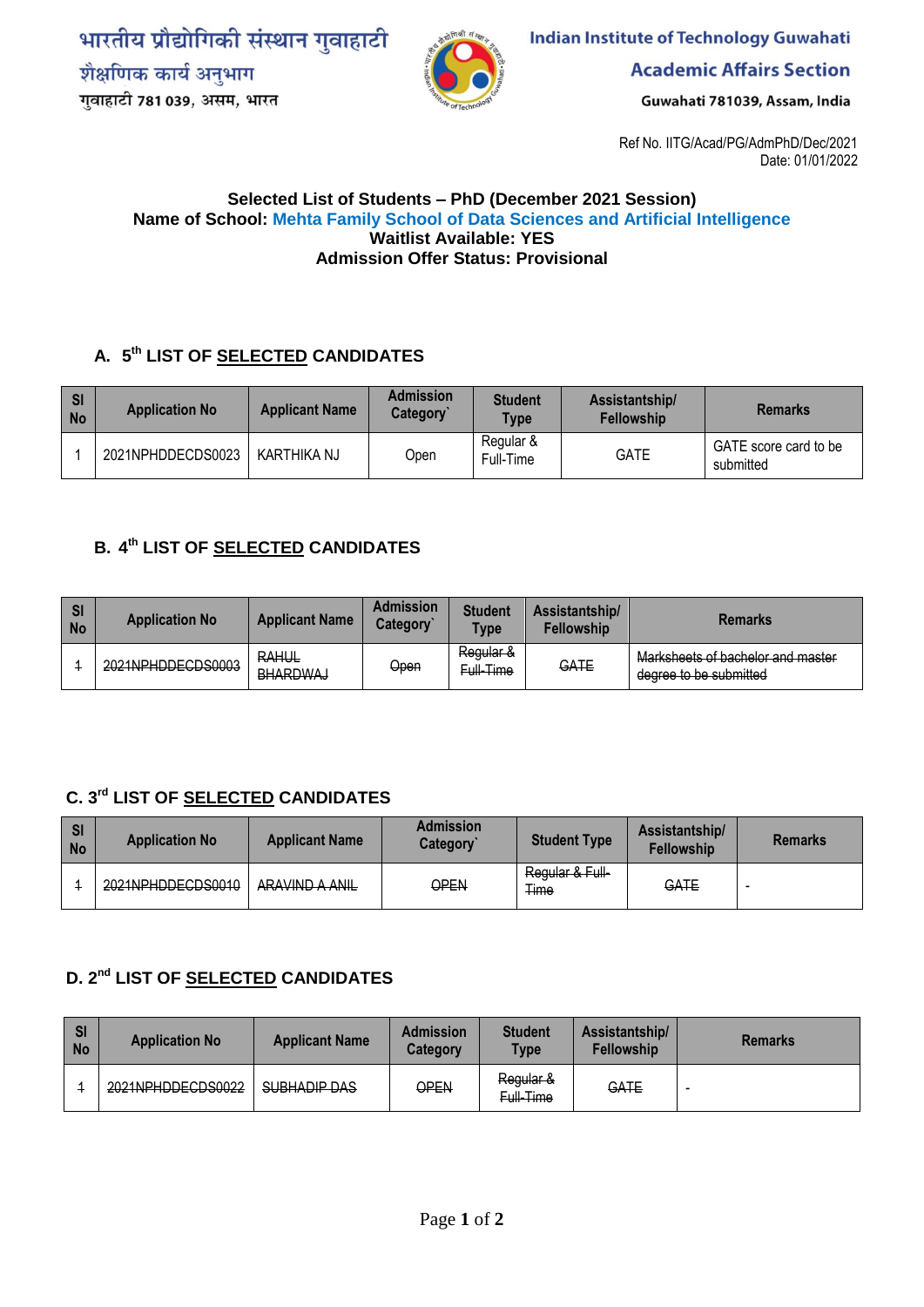भारतीय प्रौद्योगिकी संस्थान गुवाहाटी
शैक्षणिक कार्य अनुभाग
गुवाहाटी 781 039, असम, भारत

Indian Institute of Technology Guwahati
Academic Affairs Section
Guwahati 781039, Assam, India

Ref No. IITG/Acad/PG/AdmPhD/Dec/2021
Date: 01/01/2022

**Selected List of Students – PhD (December 2021 Session)**
**Name of School: Mehta Family School of Data Sciences and Artificial Intelligence**
**Waitlist Available: YES**
**Admission Offer Status: Provisional**

## A. 5th LIST OF SELECTED CANDIDATES

| Sl No | Application No | Applicant Name | Admission Category` | Student Type | Assistantship/ Fellowship | Remarks |
|---|---|---|---|---|---|---|
| 1 | 2021NPHDDECDS0023 | KARTHIKA NJ | Open | Regular & Full-Time | GATE | GATE score card to be submitted |

## B. 4th LIST OF SELECTED CANDIDATES

| Sl No | Application No | Applicant Name | Admission Category` | Student Type | Assistantship/ Fellowship | Remarks |
|---|---|---|---|---|---|---|
| ~~1~~ | ~~2021NPHDDECDS0003~~ | ~~RAHUL BHARDWAJ~~ | ~~Open~~ | ~~Regular & Full-Time~~ | ~~GATE~~ | ~~Marksheets of bachelor and master degree to be submitted~~ |

## C. 3rd LIST OF SELECTED CANDIDATES

| Sl No | Application No | Applicant Name | Admission Category` | Student Type | Assistantship/ Fellowship | Remarks |
|---|---|---|---|---|---|---|
| ~~1~~ | ~~2021NPHDDECDS0010~~ | ~~ARAVIND A ANIL~~ | ~~OPEN~~ | ~~Regular & Full-Time~~ | ~~GATE~~ | - |

## D. 2nd LIST OF SELECTED CANDIDATES

| Sl No | Application No | Applicant Name | Admission Category | Student Type | Assistantship/ Fellowship | Remarks |
|---|---|---|---|---|---|---|
| ~~1~~ | ~~2021NPHDDECDS0022~~ | ~~SUBHADIP DAS~~ | ~~OPEN~~ | ~~Regular & Full-Time~~ | ~~GATE~~ | - |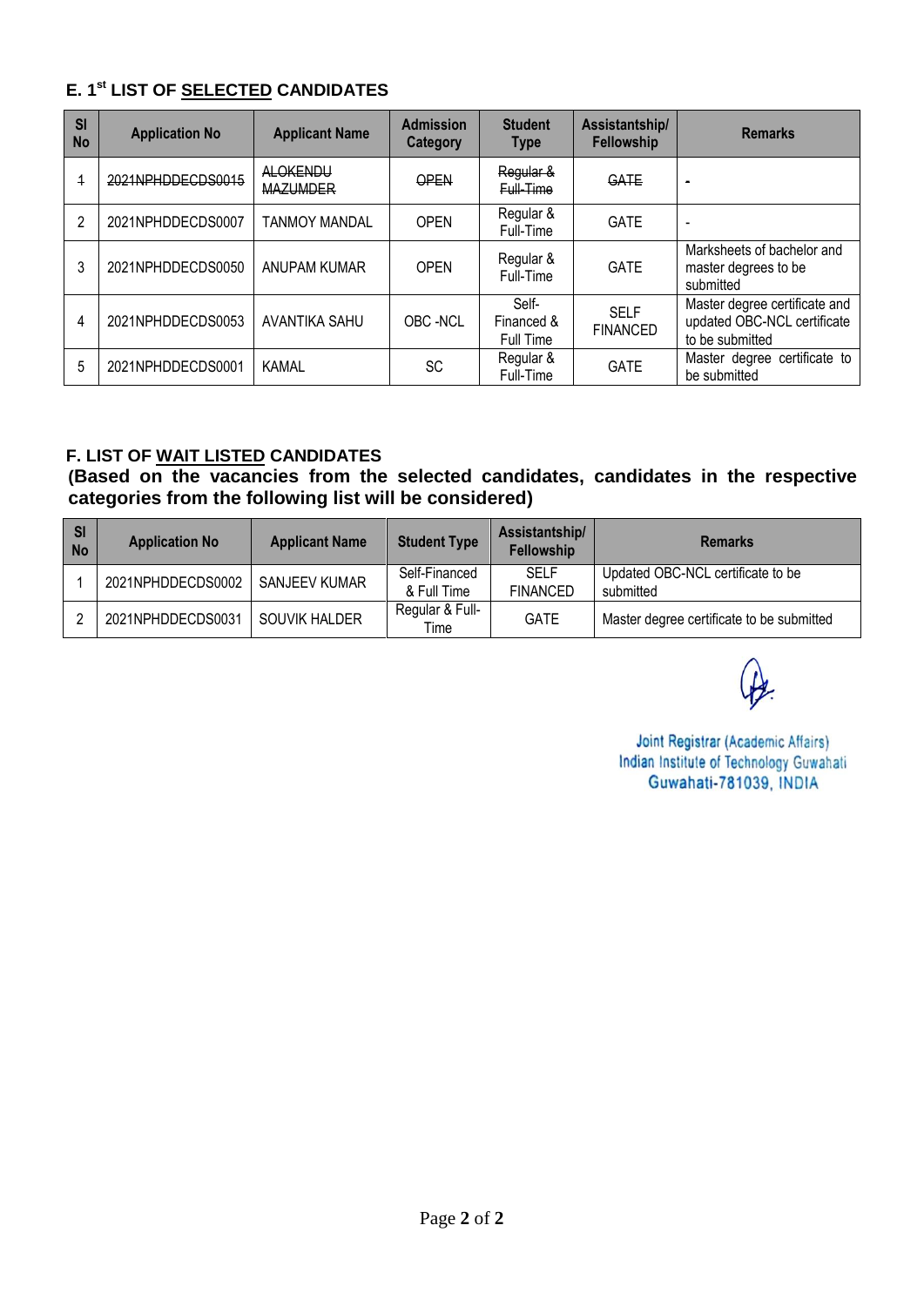## E. 1st LIST OF SELECTED CANDIDATES

| Sl No | Application No | Applicant Name | Admission Category | Student Type | Assistantship/ Fellowship | Remarks |
|---|---|---|---|---|---|---|
| ~~1~~ | ~~2021NPHDDECDS0015~~ | ~~ALOKENDU MAZUMDER~~ | ~~OPEN~~ | ~~Regular & Full-Time~~ | ~~GATE~~ | - |
| 2 | 2021NPHDDECDS0007 | TANMOY MANDAL | OPEN | Regular & Full-Time | GATE | - |
| 3 | 2021NPHDDECDS0050 | ANUPAM KUMAR | OPEN | Regular & Full-Time | GATE | Marksheets of bachelor and master degrees to be submitted |
| 4 | 2021NPHDDECDS0053 | AVANTIKA SAHU | OBC -NCL | Self-Financed & Full Time | SELF FINANCED | Master degree certificate and updated OBC-NCL certificate to be submitted |
| 5 | 2021NPHDDECDS0001 | KAMAL | SC | Regular & Full-Time | GATE | Master degree certificate to be submitted |

## F. LIST OF WAIT LISTED CANDIDATES

**(Based on the vacancies from the selected candidates, candidates in the respective categories from the following list will be considered)**

| Sl No | Application No | Applicant Name | Student Type | Assistantship/ Fellowship | Remarks |
|---|---|---|---|---|---|
| 1 | 2021NPHDDECDS0002 | SANJEEV KUMAR | Self-Financed & Full Time | SELF FINANCED | Updated OBC-NCL certificate to be submitted |
| 2 | 2021NPHDDECDS0031 | SOUVIK HALDER | Regular & Full-Time | GATE | Master degree certificate to be submitted |

Joint Registrar (Academic Affairs)
Indian Institute of Technology Guwahati
Guwahati-781039, INDIA